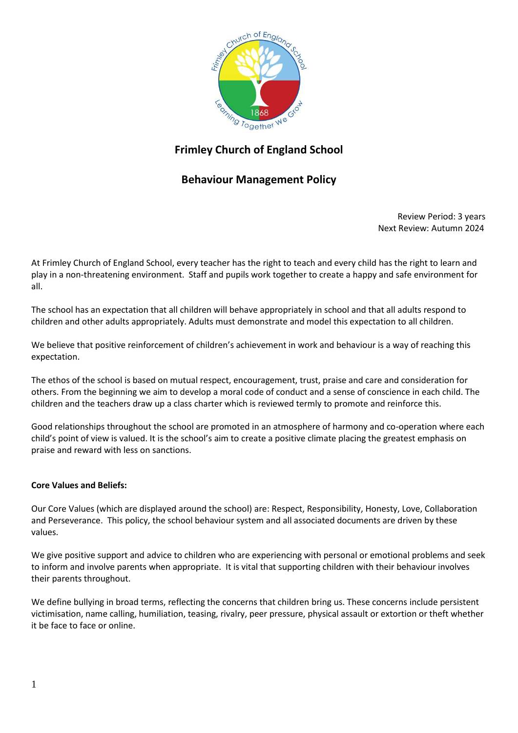# Frimley Church of England School

## Behaviour Management Policy

Review Period: 3 years
Next Review: Autumn 2024

At Frimley Church of England School, every teacher has the right to teach and every child has the right to learn and play in a non-threatening environment. Staff and pupils work together to create a happy and safe environment for all.

The school has an expectation that all children will behave appropriately in school and that all adults respond to children and other adults appropriately. Adults must demonstrate and model this expectation to all children.

We believe that positive reinforcement of children's achievement in work and behaviour is a way of reaching this expectation.

The ethos of the school is based on mutual respect, encouragement, trust, praise and care and consideration for others. From the beginning we aim to develop a moral code of conduct and a sense of conscience in each child. The children and the teachers draw up a class charter which is reviewed termly to promote and reinforce this.

Good relationships throughout the school are promoted in an atmosphere of harmony and co-operation where each child's point of view is valued. It is the school's aim to create a positive climate placing the greatest emphasis on praise and reward with less on sanctions.

**Core Values and Beliefs:**

Our Core Values (which are displayed around the school) are: Respect, Responsibility, Honesty, Love, Collaboration and Perseverance. This policy, the school behaviour system and all associated documents are driven by these values.

We give positive support and advice to children who are experiencing with personal or emotional problems and seek to inform and involve parents when appropriate. It is vital that supporting children with their behaviour involves their parents throughout.

We define bullying in broad terms, reflecting the concerns that children bring us. These concerns include persistent victimisation, name calling, humiliation, teasing, rivalry, peer pressure, physical assault or extortion or theft whether it be face to face or online.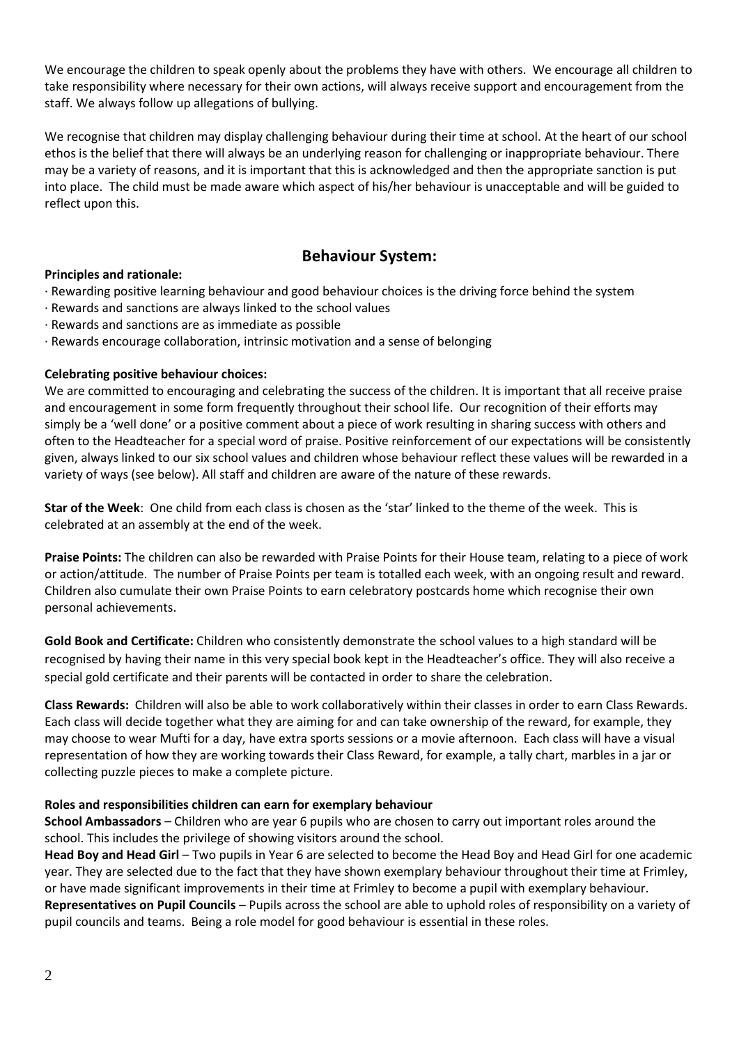We encourage the children to speak openly about the problems they have with others. We encourage all children to take responsibility where necessary for their own actions, will always receive support and encouragement from the staff. We always follow up allegations of bullying.

We recognise that children may display challenging behaviour during their time at school. At the heart of our school ethos is the belief that there will always be an underlying reason for challenging or inappropriate behaviour. There may be a variety of reasons, and it is important that this is acknowledged and then the appropriate sanction is put into place. The child must be made aware which aspect of his/her behaviour is unacceptable and will be guided to reflect upon this.

## Behaviour System:

**Principles and rationale:**

· Rewarding positive learning behaviour and good behaviour choices is the driving force behind the system
· Rewards and sanctions are always linked to the school values
· Rewards and sanctions are as immediate as possible
· Rewards encourage collaboration, intrinsic motivation and a sense of belonging

**Celebrating positive behaviour choices:**

We are committed to encouraging and celebrating the success of the children. It is important that all receive praise and encouragement in some form frequently throughout their school life. Our recognition of their efforts may simply be a 'well done' or a positive comment about a piece of work resulting in sharing success with others and often to the Headteacher for a special word of praise. Positive reinforcement of our expectations will be consistently given, always linked to our six school values and children whose behaviour reflect these values will be rewarded in a variety of ways (see below). All staff and children are aware of the nature of these rewards.

**Star of the Week**: One child from each class is chosen as the 'star' linked to the theme of the week. This is celebrated at an assembly at the end of the week.

**Praise Points:** The children can also be rewarded with Praise Points for their House team, relating to a piece of work or action/attitude. The number of Praise Points per team is totalled each week, with an ongoing result and reward. Children also cumulate their own Praise Points to earn celebratory postcards home which recognise their own personal achievements.

**Gold Book and Certificate:** Children who consistently demonstrate the school values to a high standard will be recognised by having their name in this very special book kept in the Headteacher's office. They will also receive a special gold certificate and their parents will be contacted in order to share the celebration.

**Class Rewards:** Children will also be able to work collaboratively within their classes in order to earn Class Rewards. Each class will decide together what they are aiming for and can take ownership of the reward, for example, they may choose to wear Mufti for a day, have extra sports sessions or a movie afternoon. Each class will have a visual representation of how they are working towards their Class Reward, for example, a tally chart, marbles in a jar or collecting puzzle pieces to make a complete picture.

**Roles and responsibilities children can earn for exemplary behaviour**

**School Ambassadors** – Children who are year 6 pupils who are chosen to carry out important roles around the school. This includes the privilege of showing visitors around the school.

**Head Boy and Head Girl** – Two pupils in Year 6 are selected to become the Head Boy and Head Girl for one academic year. They are selected due to the fact that they have shown exemplary behaviour throughout their time at Frimley, or have made significant improvements in their time at Frimley to become a pupil with exemplary behaviour.

**Representatives on Pupil Councils** – Pupils across the school are able to uphold roles of responsibility on a variety of pupil councils and teams. Being a role model for good behaviour is essential in these roles.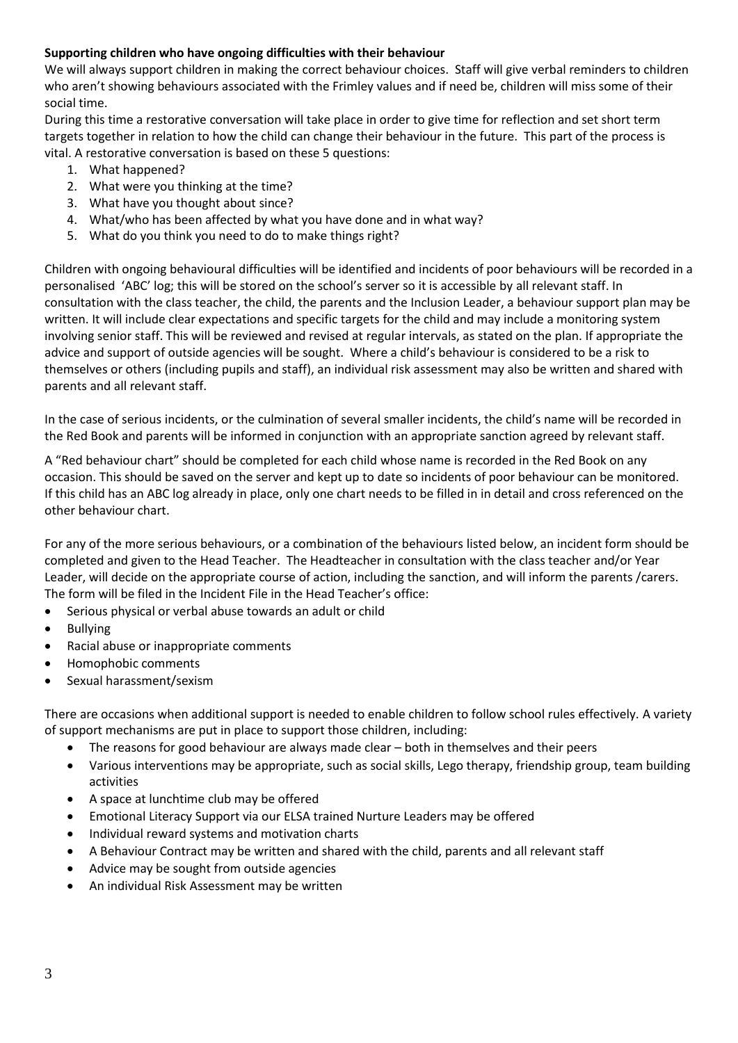**Supporting children who have ongoing difficulties with their behaviour**

We will always support children in making the correct behaviour choices. Staff will give verbal reminders to children who aren't showing behaviours associated with the Frimley values and if need be, children will miss some of their social time.

During this time a restorative conversation will take place in order to give time for reflection and set short term targets together in relation to how the child can change their behaviour in the future. This part of the process is vital. A restorative conversation is based on these 5 questions:

1. What happened?
2. What were you thinking at the time?
3. What have you thought about since?
4. What/who has been affected by what you have done and in what way?
5. What do you think you need to do to make things right?

Children with ongoing behavioural difficulties will be identified and incidents of poor behaviours will be recorded in a personalised 'ABC' log; this will be stored on the school's server so it is accessible by all relevant staff. In consultation with the class teacher, the child, the parents and the Inclusion Leader, a behaviour support plan may be written. It will include clear expectations and specific targets for the child and may include a monitoring system involving senior staff. This will be reviewed and revised at regular intervals, as stated on the plan. If appropriate the advice and support of outside agencies will be sought. Where a child's behaviour is considered to be a risk to themselves or others (including pupils and staff), an individual risk assessment may also be written and shared with parents and all relevant staff.

In the case of serious incidents, or the culmination of several smaller incidents, the child's name will be recorded in the Red Book and parents will be informed in conjunction with an appropriate sanction agreed by relevant staff.

A "Red behaviour chart" should be completed for each child whose name is recorded in the Red Book on any occasion. This should be saved on the server and kept up to date so incidents of poor behaviour can be monitored. If this child has an ABC log already in place, only one chart needs to be filled in in detail and cross referenced on the other behaviour chart.

For any of the more serious behaviours, or a combination of the behaviours listed below, an incident form should be completed and given to the Head Teacher. The Headteacher in consultation with the class teacher and/or Year Leader, will decide on the appropriate course of action, including the sanction, and will inform the parents /carers. The form will be filed in the Incident File in the Head Teacher's office:

- Serious physical or verbal abuse towards an adult or child
- Bullying
- Racial abuse or inappropriate comments
- Homophobic comments
- Sexual harassment/sexism

There are occasions when additional support is needed to enable children to follow school rules effectively. A variety of support mechanisms are put in place to support those children, including:

- The reasons for good behaviour are always made clear – both in themselves and their peers
- Various interventions may be appropriate, such as social skills, Lego therapy, friendship group, team building activities
- A space at lunchtime club may be offered
- Emotional Literacy Support via our ELSA trained Nurture Leaders may be offered
- Individual reward systems and motivation charts
- A Behaviour Contract may be written and shared with the child, parents and all relevant staff
- Advice may be sought from outside agencies
- An individual Risk Assessment may be written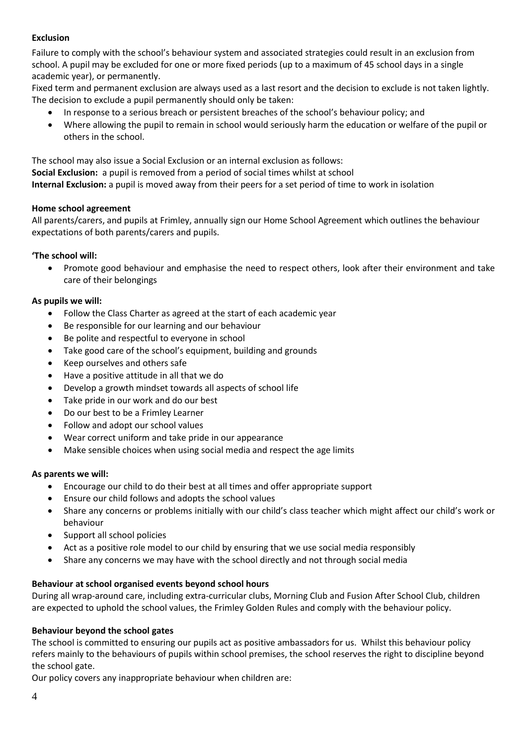**Exclusion**

Failure to comply with the school's behaviour system and associated strategies could result in an exclusion from school. A pupil may be excluded for one or more fixed periods (up to a maximum of 45 school days in a single academic year), or permanently.

Fixed term and permanent exclusion are always used as a last resort and the decision to exclude is not taken lightly. The decision to exclude a pupil permanently should only be taken:

- In response to a serious breach or persistent breaches of the school's behaviour policy; and
- Where allowing the pupil to remain in school would seriously harm the education or welfare of the pupil or others in the school.

The school may also issue a Social Exclusion or an internal exclusion as follows:

**Social Exclusion:** a pupil is removed from a period of social times whilst at school

**Internal Exclusion:** a pupil is moved away from their peers for a set period of time to work in isolation

**Home school agreement**

All parents/carers, and pupils at Frimley, annually sign our Home School Agreement which outlines the behaviour expectations of both parents/carers and pupils.

**'The school will:**

- Promote good behaviour and emphasise the need to respect others, look after their environment and take care of their belongings

**As pupils we will:**

- Follow the Class Charter as agreed at the start of each academic year
- Be responsible for our learning and our behaviour
- Be polite and respectful to everyone in school
- Take good care of the school's equipment, building and grounds
- Keep ourselves and others safe
- Have a positive attitude in all that we do
- Develop a growth mindset towards all aspects of school life
- Take pride in our work and do our best
- Do our best to be a Frimley Learner
- Follow and adopt our school values
- Wear correct uniform and take pride in our appearance
- Make sensible choices when using social media and respect the age limits

**As parents we will:**

- Encourage our child to do their best at all times and offer appropriate support
- Ensure our child follows and adopts the school values
- Share any concerns or problems initially with our child's class teacher which might affect our child's work or behaviour
- Support all school policies
- Act as a positive role model to our child by ensuring that we use social media responsibly
- Share any concerns we may have with the school directly and not through social media

**Behaviour at school organised events beyond school hours**

During all wrap-around care, including extra-curricular clubs, Morning Club and Fusion After School Club, children are expected to uphold the school values, the Frimley Golden Rules and comply with the behaviour policy.

**Behaviour beyond the school gates**

The school is committed to ensuring our pupils act as positive ambassadors for us. Whilst this behaviour policy refers mainly to the behaviours of pupils within school premises, the school reserves the right to discipline beyond the school gate.

Our policy covers any inappropriate behaviour when children are: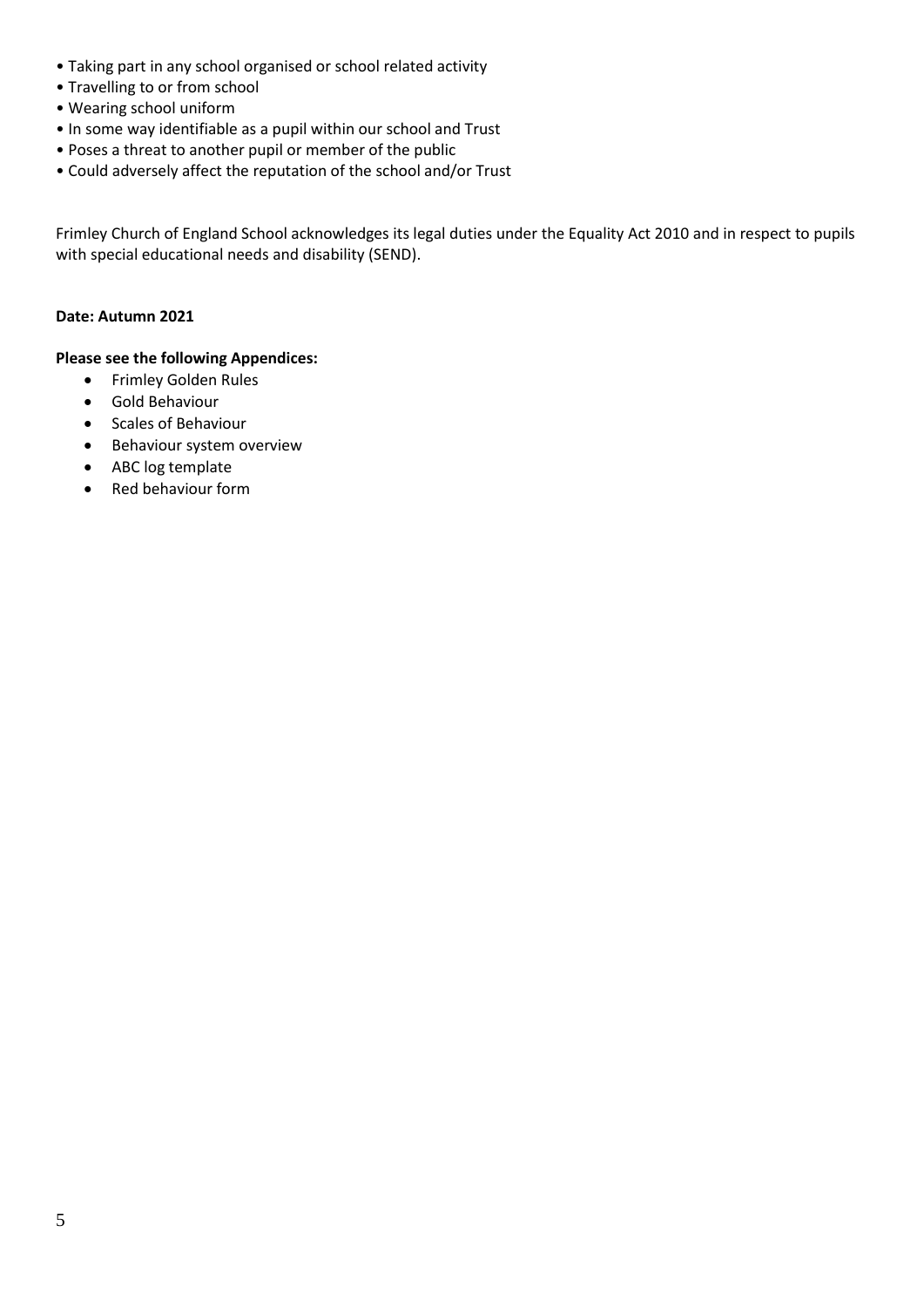- Taking part in any school organised or school related activity
- Travelling to or from school
- Wearing school uniform
- In some way identifiable as a pupil within our school and Trust
- Poses a threat to another pupil or member of the public
- Could adversely affect the reputation of the school and/or Trust

Frimley Church of England School acknowledges its legal duties under the Equality Act 2010 and in respect to pupils with special educational needs and disability (SEND).

**Date: Autumn 2021**

**Please see the following Appendices:**

- Frimley Golden Rules
- Gold Behaviour
- Scales of Behaviour
- Behaviour system overview
- ABC log template
- Red behaviour form